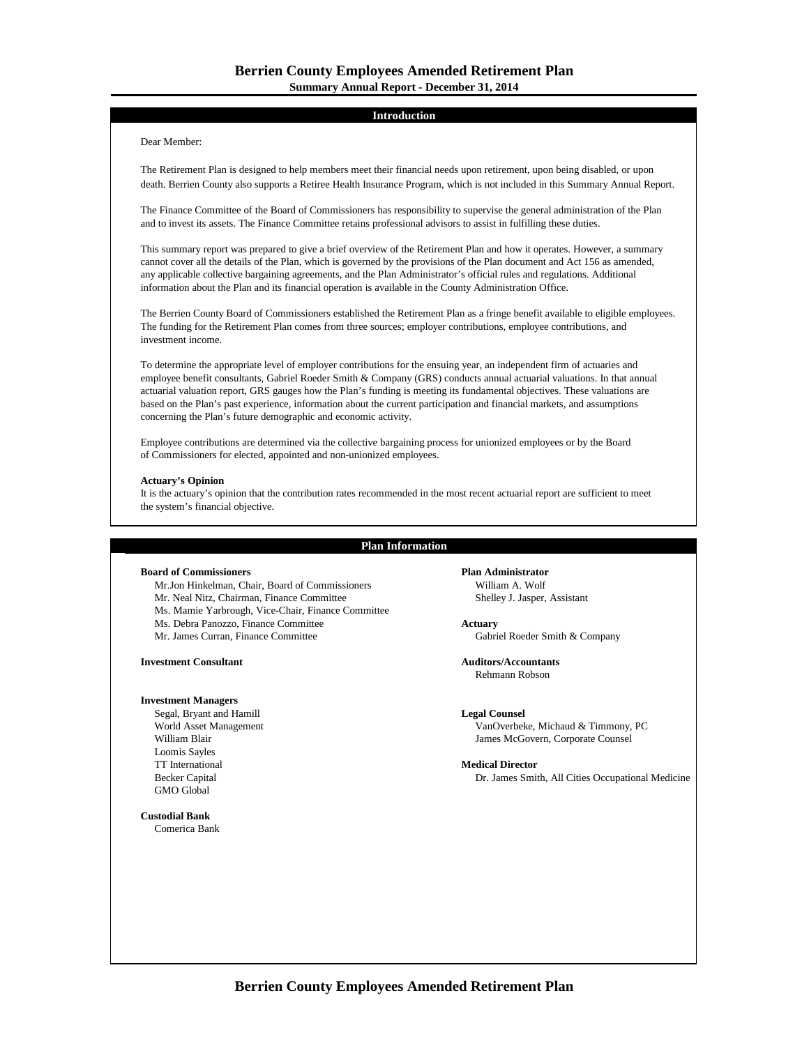# Berrien County Employees Amended Retirement Plan

**Summary Annual Report - December 31, 2014**

## Introduction

Dear Member:

The Retirement Plan is designed to help members meet their financial needs upon retirement, upon being disabled, or upon death. Berrien County also supports a Retiree Health Insurance Program, which is not included in this Summary Annual Report.

The Finance Committee of the Board of Commissioners has responsibility to supervise the general administration of the Plan and to invest its assets. The Finance Committee retains professional advisors to assist in fulfilling these duties.

This summary report was prepared to give a brief overview of the Retirement Plan and how it operates. However, a summary cannot cover all the details of the Plan, which is governed by the provisions of the Plan document and Act 156 as amended, any applicable collective bargaining agreements, and the Plan Administrator's official rules and regulations. Additional information about the Plan and its financial operation is available in the County Administration Office.

The Berrien County Board of Commissioners established the Retirement Plan as a fringe benefit available to eligible employees. The funding for the Retirement Plan comes from three sources; employer contributions, employee contributions, and investment income.

To determine the appropriate level of employer contributions for the ensuing year, an independent firm of actuaries and employee benefit consultants, Gabriel Roeder Smith & Company (GRS) conducts annual actuarial valuations. In that annual actuarial valuation report, GRS gauges how the Plan's funding is meeting its fundamental objectives. These valuations are based on the Plan's past experience, information about the current participation and financial markets, and assumptions concerning the Plan's future demographic and economic activity.

Employee contributions are determined via the collective bargaining process for unionized employees or by the Board of Commissioners for elected, appointed and non-unionized employees.

**Actuary's Opinion**

It is the actuary's opinion that the contribution rates recommended in the most recent actuarial report are sufficient to meet the system's financial objective.

## Plan Information

**Board of Commissioners**
- Mr.Jon Hinkelman, Chair, Board of Commissioners
- Mr. Neal Nitz, Chairman, Finance Committee
- Ms. Mamie Yarbrough, Vice-Chair, Finance Committee
- Ms. Debra Panozzo, Finance Committee
- Mr. James Curran, Finance Committee

**Investment Consultant**

**Investment Managers**
- Segal, Bryant and Hamill
- World Asset Management
- William Blair
- Loomis Sayles
- TT International
- Becker Capital
- GMO Global

**Custodial Bank**
- Comerica Bank

**Plan Administrator**
- William A. Wolf
- Shelley J. Jasper, Assistant

**Actuary**
- Gabriel Roeder Smith & Company

**Auditors/Accountants**
- Rehmann Robson

**Legal Counsel**
- VanOverbeke, Michaud & Timmony, PC
- James McGovern, Corporate Counsel

**Medical Director**
- Dr. James Smith, All Cities Occupational Medicine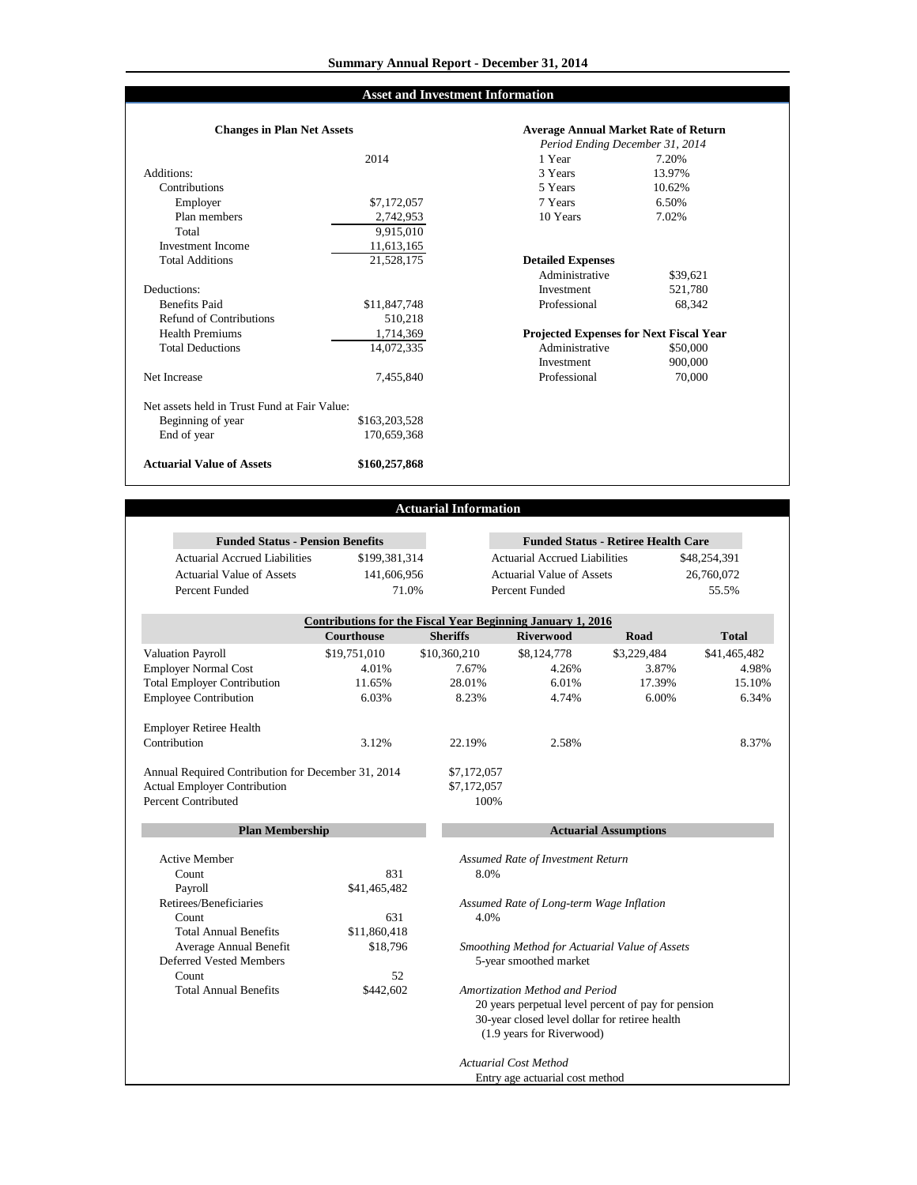# Summary Annual Report - December 31, 2014

## Asset and Investment Information

### Changes in Plan Net Assets

| | 2014 |
|---|---|
| Additions: | |
| Contributions | |
| Employer | $7,172,057 |
| Plan members | 2,742,953 |
| Total | 9,915,010 |
| Investment Income | 11,613,165 |
| Total Additions | 21,528,175 |
| Deductions: | |
| Benefits Paid | $11,847,748 |
| Refund of Contributions | 510,218 |
| Health Premiums | 1,714,369 |
| Total Deductions | 14,072,335 |
| Net Increase | 7,455,840 |
| Net assets held in Trust Fund at Fair Value: | |
| Beginning of year | $163,203,528 |
| End of year | 170,659,368 |
| **Actuarial Value of Assets** | **$160,257,868** |

### Average Annual Market Rate of Return

*Period Ending December 31, 2014*

| | |
|---|---|
| 1 Year | 7.20% |
| 3 Years | 13.97% |
| 5 Years | 10.62% |
| 7 Years | 6.50% |
| 10 Years | 7.02% |

### Detailed Expenses

| | |
|---|---|
| Administrative | $39,621 |
| Investment | 521,780 |
| Professional | 68,342 |

### Projected Expenses for Next Fiscal Year

| | |
|---|---|
| Administrative | $50,000 |
| Investment | 900,000 |
| Professional | 70,000 |

## Actuarial Information

### Funded Status - Pension Benefits

| | |
|---|---|
| Actuarial Accrued Liabilities | $199,381,314 |
| Actuarial Value of Assets | 141,606,956 |
| Percent Funded | 71.0% |

### Funded Status - Retiree Health Care

| | |
|---|---|
| Actuarial Accrued Liabilities | $48,254,391 |
| Actuarial Value of Assets | 26,760,072 |
| Percent Funded | 55.5% |

### Contributions for the Fiscal Year Beginning January 1, 2016

| | Courthouse | Sheriffs | Riverwood | Road | Total |
|---|---|---|---|---|---|
| Valuation Payroll | $19,751,010 | $10,360,210 | $8,124,778 | $3,229,484 | $41,465,482 |
| Employer Normal Cost | 4.01% | 7.67% | 4.26% | 3.87% | 4.98% |
| Total Employer Contribution | 11.65% | 28.01% | 6.01% | 17.39% | 15.10% |
| Employee Contribution | 6.03% | 8.23% | 4.74% | 6.00% | 6.34% |
| Employer Retiree Health Contribution | 3.12% | 22.19% | 2.58% | | 8.37% |

| | |
|---|---|
| Annual Required Contribution for December 31, 2014 | $7,172,057 |
| Actual Employer Contribution | $7,172,057 |
| Percent Contributed | 100% |

### Plan Membership

| | |
|---|---|
| Active Member | |
| Count | 831 |
| Payroll | $41,465,482 |
| Retirees/Beneficiaries | |
| Count | 631 |
| Total Annual Benefits | $11,860,418 |
| Average Annual Benefit | $18,796 |
| Deferred Vested Members | |
| Count | 52 |
| Total Annual Benefits | $442,602 |

### Actuarial Assumptions

*Assumed Rate of Investment Return*
8.0%

*Assumed Rate of Long-term Wage Inflation*
4.0%

*Smoothing Method for Actuarial Value of Assets*
5-year smoothed market

*Amortization Method and Period*
20 years perpetual level percent of pay for pension
30-year closed level dollar for retiree health
(1.9 years for Riverwood)

*Actuarial Cost Method*
Entry age actuarial cost method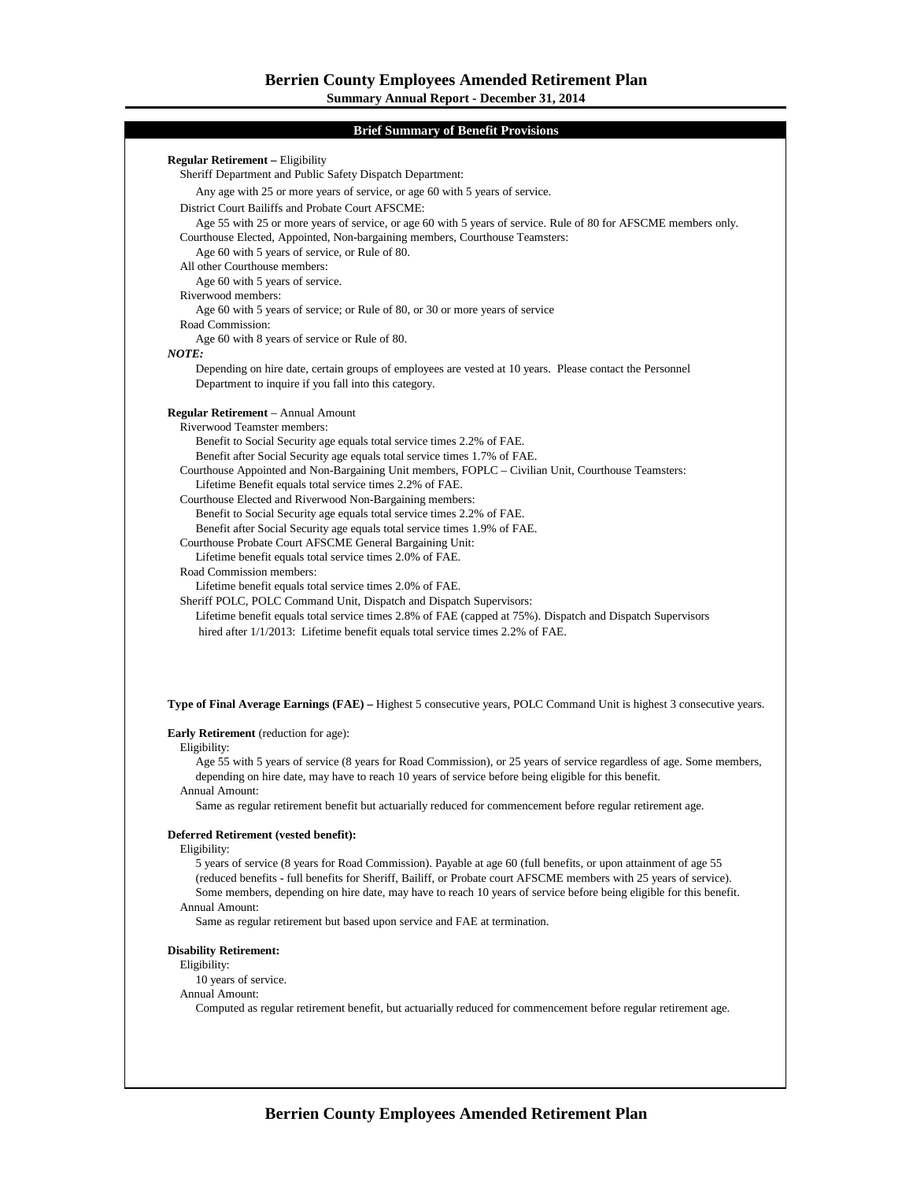## Brief Summary of Benefit Provisions

**Regular Retirement –** Eligibility

Sheriff Department and Public Safety Dispatch Department:

Any age with 25 or more years of service, or age 60 with 5 years of service.

District Court Bailiffs and Probate Court AFSCME:

Age 55 with 25 or more years of service, or age 60 with 5 years of service. Rule of 80 for AFSCME members only.

Courthouse Elected, Appointed, Non-bargaining members, Courthouse Teamsters:

Age 60 with 5 years of service, or Rule of 80.

All other Courthouse members:

Age 60 with 5 years of service.

Riverwood members:

Age 60 with 5 years of service; or Rule of 80, or 30 or more years of service

Road Commission:

Age 60 with 8 years of service or Rule of 80.

***NOTE:***

Depending on hire date, certain groups of employees are vested at 10 years. Please contact the Personnel Department to inquire if you fall into this category.

**Regular Retirement** – Annual Amount

Riverwood Teamster members:

Benefit to Social Security age equals total service times 2.2% of FAE.

Benefit after Social Security age equals total service times 1.7% of FAE.

Courthouse Appointed and Non-Bargaining Unit members, FOPLC – Civilian Unit, Courthouse Teamsters:

Lifetime Benefit equals total service times 2.2% of FAE.

Courthouse Elected and Riverwood Non-Bargaining members:

Benefit to Social Security age equals total service times 2.2% of FAE.

Benefit after Social Security age equals total service times 1.9% of FAE.

Courthouse Probate Court AFSCME General Bargaining Unit:

Lifetime benefit equals total service times 2.0% of FAE.

Road Commission members:

Lifetime benefit equals total service times 2.0% of FAE.

Sheriff POLC, POLC Command Unit, Dispatch and Dispatch Supervisors:

Lifetime benefit equals total service times 2.8% of FAE (capped at 75%). Dispatch and Dispatch Supervisors hired after 1/1/2013: Lifetime benefit equals total service times 2.2% of FAE.

**Type of Final Average Earnings (FAE) –** Highest 5 consecutive years, POLC Command Unit is highest 3 consecutive years.

**Early Retirement** (reduction for age):

Eligibility:

Age 55 with 5 years of service (8 years for Road Commission), or 25 years of service regardless of age. Some members, depending on hire date, may have to reach 10 years of service before being eligible for this benefit.

Annual Amount:

Same as regular retirement benefit but actuarially reduced for commencement before regular retirement age.

**Deferred Retirement (vested benefit):**

Eligibility:

5 years of service (8 years for Road Commission). Payable at age 60 (full benefits, or upon attainment of age 55 (reduced benefits - full benefits for Sheriff, Bailiff, or Probate court AFSCME members with 25 years of service). Some members, depending on hire date, may have to reach 10 years of service before being eligible for this benefit.

Annual Amount:

Same as regular retirement but based upon service and FAE at termination.

**Disability Retirement:**

Eligibility:

10 years of service.

Annual Amount:

Computed as regular retirement benefit, but actuarially reduced for commencement before regular retirement age.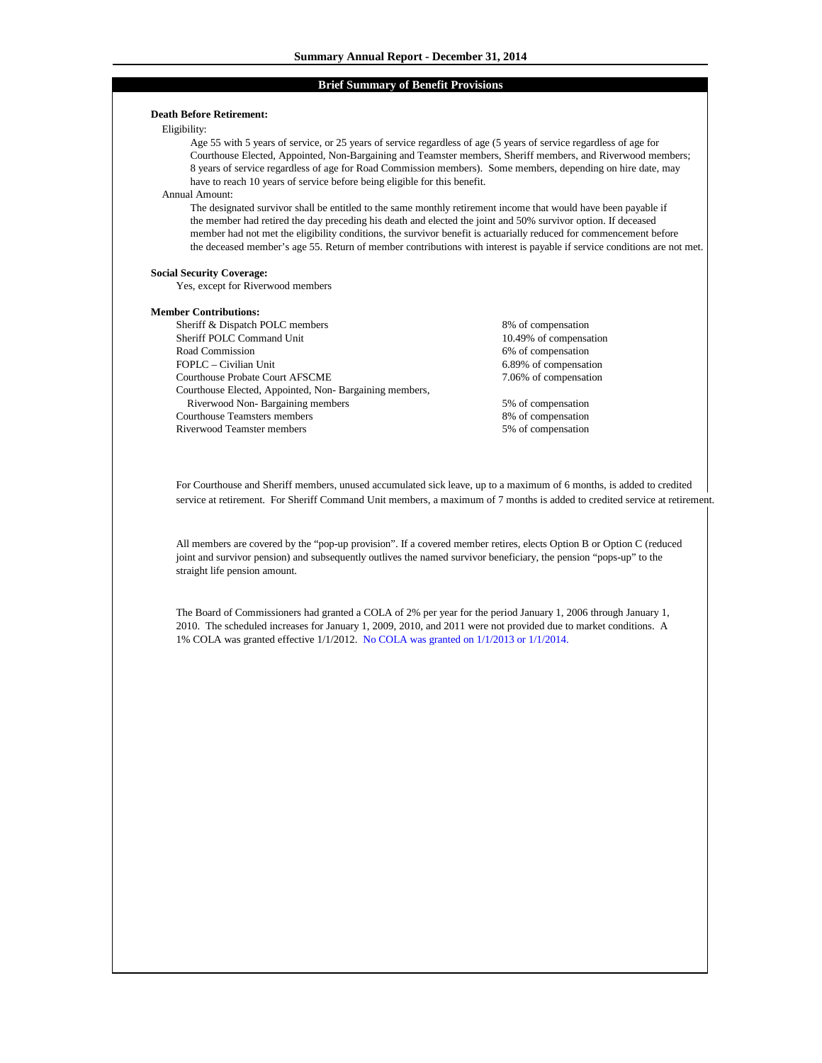## Brief Summary of Benefit Provisions

**Death Before Retirement:**

Eligibility:

Age 55 with 5 years of service, or 25 years of service regardless of age (5 years of service regardless of age for Courthouse Elected, Appointed, Non-Bargaining and Teamster members, Sheriff members, and Riverwood members; 8 years of service regardless of age for Road Commission members). Some members, depending on hire date, may have to reach 10 years of service before being eligible for this benefit.

Annual Amount:

The designated survivor shall be entitled to the same monthly retirement income that would have been payable if the member had retired the day preceding his death and elected the joint and 50% survivor option. If deceased member had not met the eligibility conditions, the survivor benefit is actuarially reduced for commencement before the deceased member's age 55. Return of member contributions with interest is payable if service conditions are not met.

**Social Security Coverage:**

Yes, except for Riverwood members

**Member Contributions:**

| | |
|---|---|
| Sheriff & Dispatch POLC members | 8% of compensation |
| Sheriff POLC Command Unit | 10.49% of compensation |
| Road Commission | 6% of compensation |
| FOPLC – Civilian Unit | 6.89% of compensation |
| Courthouse Probate Court AFSCME | 7.06% of compensation |
| Courthouse Elected, Appointed, Non- Bargaining members, Riverwood Non- Bargaining members | 5% of compensation |
| Courthouse Teamsters members | 8% of compensation |
| Riverwood Teamster members | 5% of compensation |

For Courthouse and Sheriff members, unused accumulated sick leave, up to a maximum of 6 months, is added to credited service at retirement. For Sheriff Command Unit members, a maximum of 7 months is added to credited service at retirement.

All members are covered by the "pop-up provision". If a covered member retires, elects Option B or Option C (reduced joint and survivor pension) and subsequently outlives the named survivor beneficiary, the pension "pops-up" to the straight life pension amount.

The Board of Commissioners had granted a COLA of 2% per year for the period January 1, 2006 through January 1, 2010. The scheduled increases for January 1, 2009, 2010, and 2011 were not provided due to market conditions. A 1% COLA was granted effective 1/1/2012. No COLA was granted on 1/1/2013 or 1/1/2014.